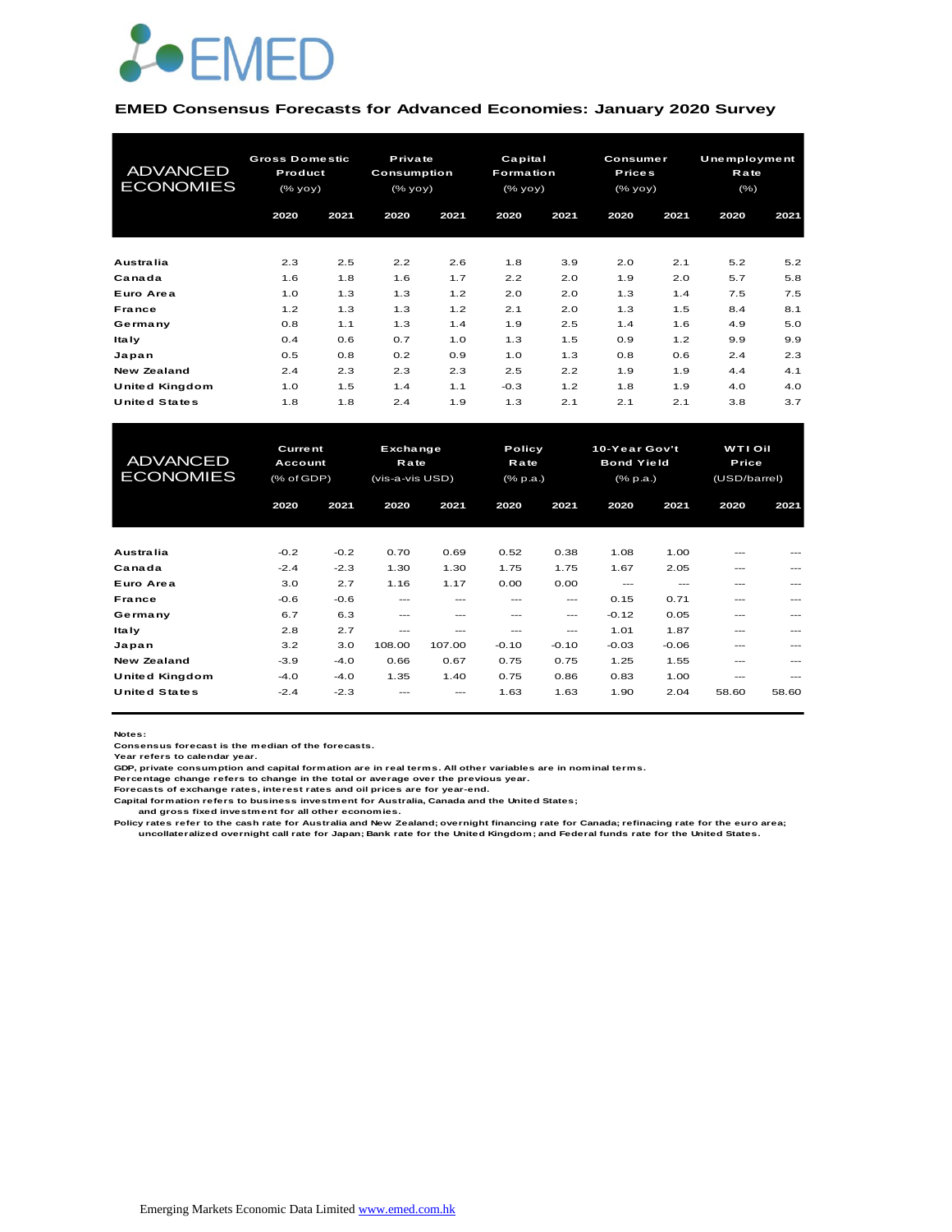EMED

**EMED Consensus Forecasts for Advanced Economies: January 2020 Survey**

| ADVANCED ECONOMIES | Gross Domestic Product (% yoy) | | Private Consumption (% yoy) | | Capital Formation (% yoy) | | Consumer Prices (% yoy) | | Unemployment Rate (%) | |
|---|---|---|---|---|---|---|---|---|---|---|
| | 2020 | 2021 | 2020 | 2021 | 2020 | 2021 | 2020 | 2021 | 2020 | 2021 |
| Australia | 2.3 | 2.5 | 2.2 | 2.6 | 1.8 | 3.9 | 2.0 | 2.1 | 5.2 | 5.2 |
| Canada | 1.6 | 1.8 | 1.6 | 1.7 | 2.2 | 2.0 | 1.9 | 2.0 | 5.7 | 5.8 |
| Euro Area | 1.0 | 1.3 | 1.3 | 1.2 | 2.0 | 2.0 | 1.3 | 1.4 | 7.5 | 7.5 |
| France | 1.2 | 1.3 | 1.3 | 1.2 | 2.1 | 2.0 | 1.3 | 1.5 | 8.4 | 8.1 |
| Germany | 0.8 | 1.1 | 1.3 | 1.4 | 1.9 | 2.5 | 1.4 | 1.6 | 4.9 | 5.0 |
| Italy | 0.4 | 0.6 | 0.7 | 1.0 | 1.3 | 1.5 | 0.9 | 1.2 | 9.9 | 9.9 |
| Japan | 0.5 | 0.8 | 0.2 | 0.9 | 1.0 | 1.3 | 0.8 | 0.6 | 2.4 | 2.3 |
| New Zealand | 2.4 | 2.3 | 2.3 | 2.3 | 2.5 | 2.2 | 1.9 | 1.9 | 4.4 | 4.1 |
| United Kingdom | 1.0 | 1.5 | 1.4 | 1.1 | -0.3 | 1.2 | 1.8 | 1.9 | 4.0 | 4.0 |
| United States | 1.8 | 1.8 | 2.4 | 1.9 | 1.3 | 2.1 | 2.1 | 2.1 | 3.8 | 3.7 |

| ADVANCED ECONOMIES | Current Account (% of GDP) | | Exchange Rate (vis-a-vis USD) | | Policy Rate (% p.a.) | | 10-Year Gov't Bond Yield (% p.a.) | | WTI Oil Price (USD/barrel) | |
|---|---|---|---|---|---|---|---|---|---|---|
| | 2020 | 2021 | 2020 | 2021 | 2020 | 2021 | 2020 | 2021 | 2020 | 2021 |
| Australia | -0.2 | -0.2 | 0.70 | 0.69 | 0.52 | 0.38 | 1.08 | 1.00 | --- | --- |
| Canada | -2.4 | -2.3 | 1.30 | 1.30 | 1.75 | 1.75 | 1.67 | 2.05 | --- | --- |
| Euro Area | 3.0 | 2.7 | 1.16 | 1.17 | 0.00 | 0.00 | --- | --- | --- | --- |
| France | -0.6 | -0.6 | --- | --- | --- | --- | 0.15 | 0.71 | --- | --- |
| Germany | 6.7 | 6.3 | --- | --- | --- | --- | -0.12 | 0.05 | --- | --- |
| Italy | 2.8 | 2.7 | --- | --- | --- | --- | 1.01 | 1.87 | --- | --- |
| Japan | 3.2 | 3.0 | 108.00 | 107.00 | -0.10 | -0.10 | -0.03 | -0.06 | --- | --- |
| New Zealand | -3.9 | -4.0 | 0.66 | 0.67 | 0.75 | 0.75 | 1.25 | 1.55 | --- | --- |
| United Kingdom | -4.0 | -4.0 | 1.35 | 1.40 | 0.75 | 0.86 | 0.83 | 1.00 | --- | --- |
| United States | -2.4 | -2.3 | --- | --- | 1.63 | 1.63 | 1.90 | 2.04 | 58.60 | 58.60 |

**Notes:**
Consensus forecast is the median of the forecasts.
Year refers to calendar year.
GDP, private consumption and capital formation are in real terms. All other variables are in nominal terms.
Percentage change refers to change in the total or average over the previous year.
Forecasts of exchange rates, interest rates and oil prices are for year-end.
Capital formation refers to business investment for Australia, Canada and the United States;
and gross fixed investment for all other economies.
Policy rates refer to the cash rate for Australia and New Zealand; overnight financing rate for Canada; refinacing rate for the euro area;
uncollateralized overnight call rate for Japan; Bank rate for the United Kingdom; and Federal funds rate for the United States.

Emerging Markets Economic Data Limited www.emed.com.hk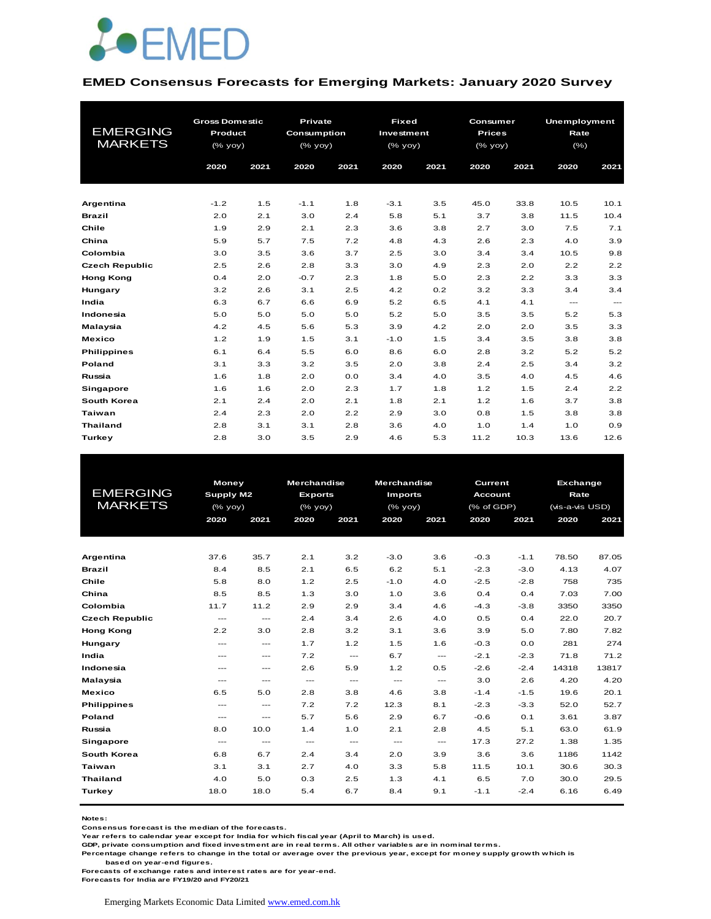# EMED Consensus Forecasts for Emerging Markets: January 2020 Survey

| EMERGING MARKETS | Gross Domestic Product (% yoy) | | Private Consumption (% yoy) | | Fixed Investment (% yoy) | | Consumer Prices (% yoy) | | Unemployment Rate (%) | |
|---|---|---|---|---|---|---|---|---|---|---|
| | 2020 | 2021 | 2020 | 2021 | 2020 | 2021 | 2020 | 2021 | 2020 | 2021 |
| **Argentina** | -1.2 | 1.5 | -1.1 | 1.8 | -3.1 | 3.5 | 45.0 | 33.8 | 10.5 | 10.1 |
| **Brazil** | 2.0 | 2.1 | 3.0 | 2.4 | 5.8 | 5.1 | 3.7 | 3.8 | 11.5 | 10.4 |
| **Chile** | 1.9 | 2.9 | 2.1 | 2.3 | 3.6 | 3.8 | 2.7 | 3.0 | 7.5 | 7.1 |
| **China** | 5.9 | 5.7 | 7.5 | 7.2 | 4.8 | 4.3 | 2.6 | 2.3 | 4.0 | 3.9 |
| **Colombia** | 3.0 | 3.5 | 3.6 | 3.7 | 2.5 | 3.0 | 3.4 | 3.4 | 10.5 | 9.8 |
| **Czech Republic** | 2.5 | 2.6 | 2.8 | 3.3 | 3.0 | 4.9 | 2.3 | 2.0 | 2.2 | 2.2 |
| **Hong Kong** | 0.4 | 2.0 | -0.7 | 2.3 | 1.8 | 5.0 | 2.3 | 2.2 | 3.3 | 3.3 |
| **Hungary** | 3.2 | 2.6 | 3.1 | 2.5 | 4.2 | 0.2 | 3.2 | 3.3 | 3.4 | 3.4 |
| **India** | 6.3 | 6.7 | 6.6 | 6.9 | 5.2 | 6.5 | 4.1 | 4.1 | --- | --- |
| **Indonesia** | 5.0 | 5.0 | 5.0 | 5.0 | 5.2 | 5.0 | 3.5 | 3.5 | 5.2 | 5.3 |
| **Malaysia** | 4.2 | 4.5 | 5.6 | 5.3 | 3.9 | 4.2 | 2.0 | 2.0 | 3.5 | 3.3 |
| **Mexico** | 1.2 | 1.9 | 1.5 | 3.1 | -1.0 | 1.5 | 3.4 | 3.5 | 3.8 | 3.8 |
| **Philippines** | 6.1 | 6.4 | 5.5 | 6.0 | 8.6 | 6.0 | 2.8 | 3.2 | 5.2 | 5.2 |
| **Poland** | 3.1 | 3.3 | 3.2 | 3.5 | 2.0 | 3.8 | 2.4 | 2.5 | 3.4 | 3.2 |
| **Russia** | 1.6 | 1.8 | 2.0 | 0.0 | 3.4 | 4.0 | 3.5 | 4.0 | 4.5 | 4.6 |
| **Singapore** | 1.6 | 1.6 | 2.0 | 2.3 | 1.7 | 1.8 | 1.2 | 1.5 | 2.4 | 2.2 |
| **South Korea** | 2.1 | 2.4 | 2.0 | 2.1 | 1.8 | 2.1 | 1.2 | 1.6 | 3.7 | 3.8 |
| **Taiwan** | 2.4 | 2.3 | 2.0 | 2.2 | 2.9 | 3.0 | 0.8 | 1.5 | 3.8 | 3.8 |
| **Thailand** | 2.8 | 3.1 | 3.1 | 2.8 | 3.6 | 4.0 | 1.0 | 1.4 | 1.0 | 0.9 |
| **Turkey** | 2.8 | 3.0 | 3.5 | 2.9 | 4.6 | 5.3 | 11.2 | 10.3 | 13.6 | 12.6 |

| EMERGING MARKETS | Money Supply M2 (% yoy) | | Merchandise Exports (% yoy) | | Merchandise Imports (% yoy) | | Current Account (% of GDP) | | Exchange Rate (vis-a-vis USD) | |
|---|---|---|---|---|---|---|---|---|---|---|
| | 2020 | 2021 | 2020 | 2021 | 2020 | 2021 | 2020 | 2021 | 2020 | 2021 |
| **Argentina** | 37.6 | 35.7 | 2.1 | 3.2 | -3.0 | 3.6 | -0.3 | -1.1 | 78.50 | 87.05 |
| **Brazil** | 8.4 | 8.5 | 2.1 | 6.5 | 6.2 | 5.1 | -2.3 | -3.0 | 4.13 | 4.07 |
| **Chile** | 5.8 | 8.0 | 1.2 | 2.5 | -1.0 | 4.0 | -2.5 | -2.8 | 758 | 735 |
| **China** | 8.5 | 8.5 | 1.3 | 3.0 | 1.0 | 3.6 | 0.4 | 0.4 | 7.03 | 7.00 |
| **Colombia** | 11.7 | 11.2 | 2.9 | 2.9 | 3.4 | 4.6 | -4.3 | -3.8 | 3350 | 3350 |
| **Czech Republic** | --- | --- | 2.4 | 3.4 | 2.6 | 4.0 | 0.5 | 0.4 | 22.0 | 20.7 |
| **Hong Kong** | 2.2 | 3.0 | 2.8 | 3.2 | 3.1 | 3.6 | 3.9 | 5.0 | 7.80 | 7.82 |
| **Hungary** | --- | --- | 1.7 | 1.2 | 1.5 | 1.6 | -0.3 | 0.0 | 281 | 274 |
| **India** | --- | --- | 7.2 | --- | 6.7 | --- | -2.1 | -2.3 | 71.8 | 71.2 |
| **Indonesia** | --- | --- | 2.6 | 5.9 | 1.2 | 0.5 | -2.6 | -2.4 | 14318 | 13817 |
| **Malaysia** | --- | --- | --- | --- | --- | --- | 3.0 | 2.6 | 4.20 | 4.20 |
| **Mexico** | 6.5 | 5.0 | 2.8 | 3.8 | 4.6 | 3.8 | -1.4 | -1.5 | 19.6 | 20.1 |
| **Philippines** | --- | --- | 7.2 | 7.2 | 12.3 | 8.1 | -2.3 | -3.3 | 52.0 | 52.7 |
| **Poland** | --- | --- | 5.7 | 5.6 | 2.9 | 6.7 | -0.6 | 0.1 | 3.61 | 3.87 |
| **Russia** | 8.0 | 10.0 | 1.4 | 1.0 | 2.1 | 2.8 | 4.5 | 5.1 | 63.0 | 61.9 |
| **Singapore** | --- | --- | --- | --- | --- | --- | 17.3 | 27.2 | 1.38 | 1.35 |
| **South Korea** | 6.8 | 6.7 | 2.4 | 3.4 | 2.0 | 3.9 | 3.6 | 3.6 | 1186 | 1142 |
| **Taiwan** | 3.1 | 3.1 | 2.7 | 4.0 | 3.3 | 5.8 | 11.5 | 10.1 | 30.6 | 30.3 |
| **Thailand** | 4.0 | 5.0 | 0.3 | 2.5 | 1.3 | 4.1 | 6.5 | 7.0 | 30.0 | 29.5 |
| **Turkey** | 18.0 | 18.0 | 5.4 | 6.7 | 8.4 | 9.1 | -1.1 | -2.4 | 6.16 | 6.49 |

**Notes:**
**Consensus forecast is the median of the forecasts.**
**Year refers to calendar year except for India for which fiscal year (April to March) is used.**
**GDP, private consumption and fixed investment are in real terms. All other variables are in nominal terms.**
**Percentage change refers to change in the total or average over the previous year, except for money supply growth which is based on year-end figures.**
**Forecasts of exchange rates and interest rates are for year-end.**
**Forecasts for India are FY19/20 and FY20/21**

Emerging Markets Economic Data Limited [www.emed.com.hk](http://www.emed.com.hk)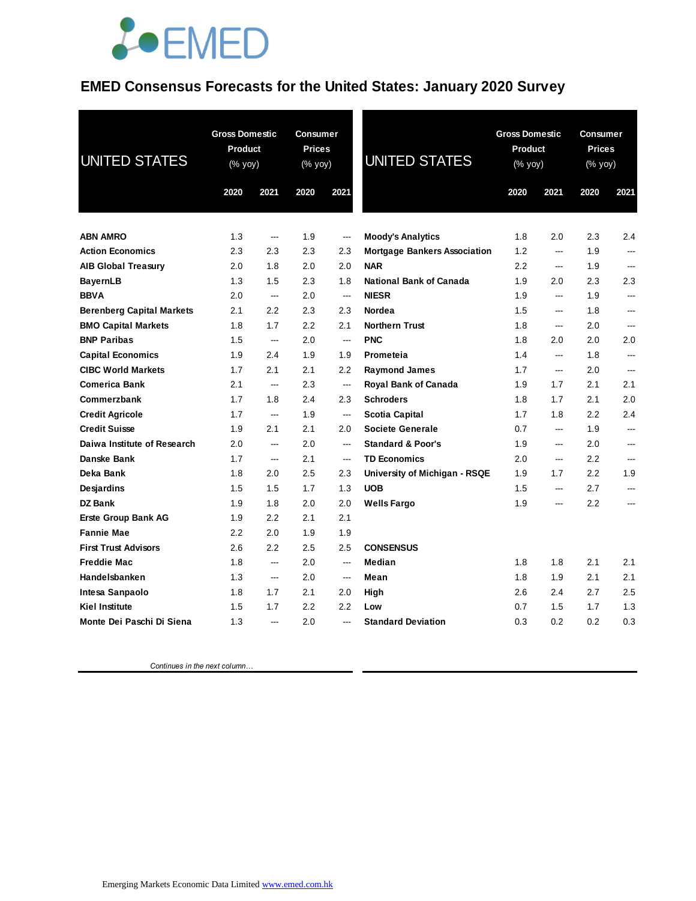# EMED Consensus Forecasts for the United States: January 2020 Survey

| UNITED STATES | Gross Domestic Product (% yoy) | | Consumer Prices (% yoy) | |
|---|---|---|---|---|
| | 2020 | 2021 | 2020 | 2021 |
| **ABN AMRO** | 1.3 | --- | 1.9 | --- |
| **Action Economics** | 2.3 | 2.3 | 2.3 | 2.3 |
| **AIB Global Treasury** | 2.0 | 1.8 | 2.0 | 2.0 |
| **BayernLB** | 1.3 | 1.5 | 2.3 | 1.8 |
| **BBVA** | 2.0 | --- | 2.0 | --- |
| **Berenberg Capital Markets** | 2.1 | 2.2 | 2.3 | 2.3 |
| **BMO Capital Markets** | 1.8 | 1.7 | 2.2 | 2.1 |
| **BNP Paribas** | 1.5 | --- | 2.0 | --- |
| **Capital Economics** | 1.9 | 2.4 | 1.9 | 1.9 |
| **CIBC World Markets** | 1.7 | 2.1 | 2.1 | 2.2 |
| **Comerica Bank** | 2.1 | --- | 2.3 | --- |
| **Commerzbank** | 1.7 | 1.8 | 2.4 | 2.3 |
| **Credit Agricole** | 1.7 | --- | 1.9 | --- |
| **Credit Suisse** | 1.9 | 2.1 | 2.1 | 2.0 |
| **Daiwa Institute of Research** | 2.0 | --- | 2.0 | --- |
| **Danske Bank** | 1.7 | --- | 2.1 | --- |
| **Deka Bank** | 1.8 | 2.0 | 2.5 | 2.3 |
| **Desjardins** | 1.5 | 1.5 | 1.7 | 1.3 |
| **DZ Bank** | 1.9 | 1.8 | 2.0 | 2.0 |
| **Erste Group Bank AG** | 1.9 | 2.2 | 2.1 | 2.1 |
| **Fannie Mae** | 2.2 | 2.0 | 1.9 | 1.9 |
| **First Trust Advisors** | 2.6 | 2.2 | 2.5 | 2.5 |
| **Freddie Mac** | 1.8 | --- | 2.0 | --- |
| **Handelsbanken** | 1.3 | --- | 2.0 | --- |
| **Intesa Sanpaolo** | 1.8 | 1.7 | 2.1 | 2.0 |
| **Kiel Institute** | 1.5 | 1.7 | 2.2 | 2.2 |
| **Monte Dei Paschi Di Siena** | 1.3 | --- | 2.0 | --- |
| **Moody's Analytics** | 1.8 | 2.0 | 2.3 | 2.4 |
| **Mortgage Bankers Association** | 1.2 | --- | 1.9 | --- |
| **NAR** | 2.2 | --- | 1.9 | --- |
| **National Bank of Canada** | 1.9 | 2.0 | 2.3 | 2.3 |
| **NIESR** | 1.9 | --- | 1.9 | --- |
| **Nordea** | 1.5 | --- | 1.8 | --- |
| **Northern Trust** | 1.8 | --- | 2.0 | --- |
| **PNC** | 1.8 | 2.0 | 2.0 | 2.0 |
| **Prometeia** | 1.4 | --- | 1.8 | --- |
| **Raymond James** | 1.7 | --- | 2.0 | --- |
| **Royal Bank of Canada** | 1.9 | 1.7 | 2.1 | 2.1 |
| **Schroders** | 1.8 | 1.7 | 2.1 | 2.0 |
| **Scotia Capital** | 1.7 | 1.8 | 2.2 | 2.4 |
| **Societe Generale** | 0.7 | --- | 1.9 | --- |
| **Standard & Poor's** | 1.9 | --- | 2.0 | --- |
| **TD Economics** | 2.0 | --- | 2.2 | --- |
| **University of Michigan - RSQE** | 1.9 | 1.7 | 2.2 | 1.9 |
| **UOB** | 1.5 | --- | 2.7 | --- |
| **Wells Fargo** | 1.9 | --- | 2.2 | --- |
| **CONSENSUS** | | | | |
| **Median** | 1.8 | 1.8 | 2.1 | 2.1 |
| **Mean** | 1.8 | 1.9 | 2.1 | 2.1 |
| **High** | 2.6 | 2.4 | 2.7 | 2.5 |
| **Low** | 0.7 | 1.5 | 1.7 | 1.3 |
| **Standard Deviation** | 0.3 | 0.2 | 0.2 | 0.3 |

*Continues in the next column…*

Emerging Markets Economic Data Limited www.emed.com.hk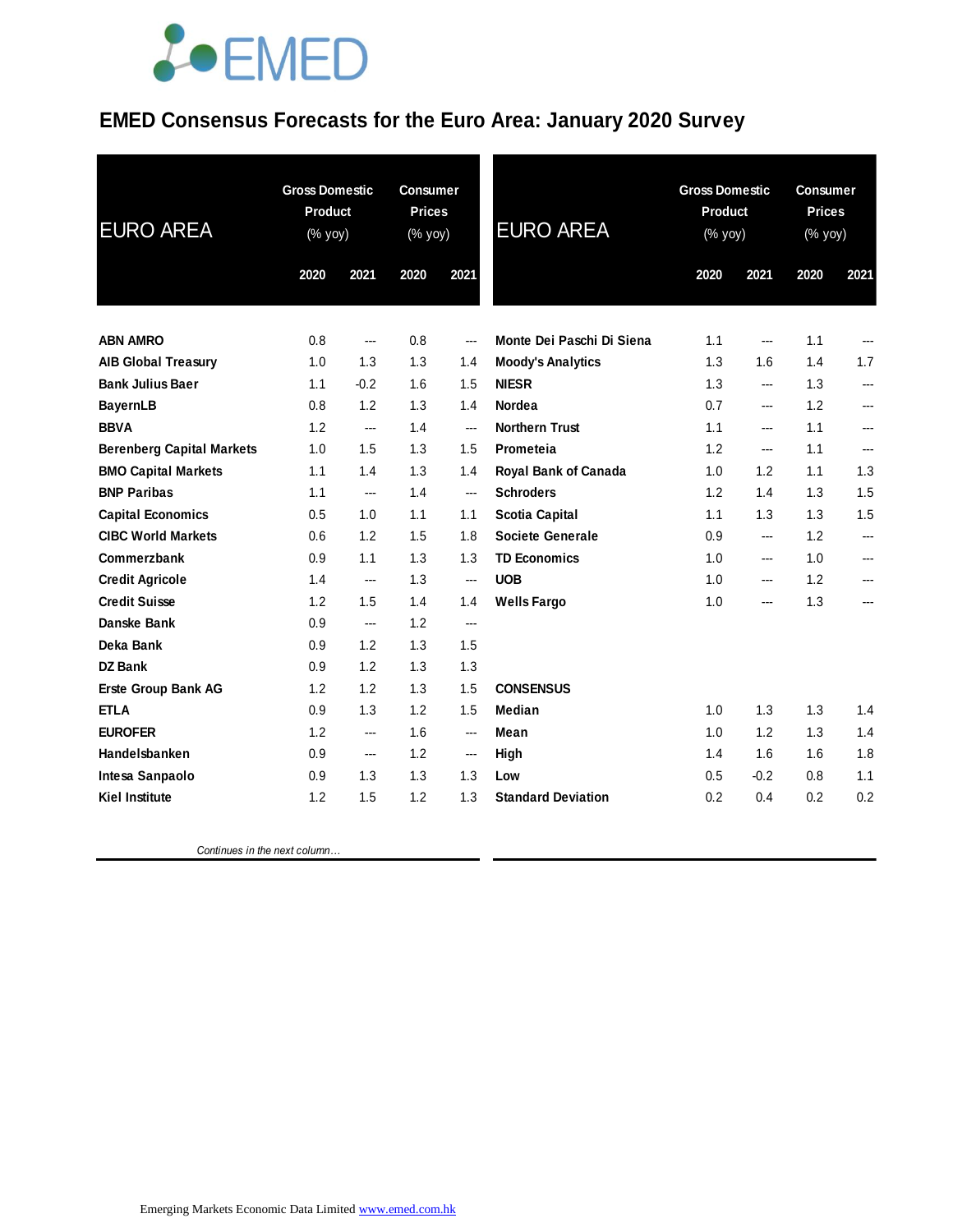# EMED Consensus Forecasts for the Euro Area: January 2020 Survey

| EURO AREA | Gross Domestic Product (% yoy) | | Consumer Prices (% yoy) | |
|---|---|---|---|---|
| | 2020 | 2021 | 2020 | 2021 |
| **ABN AMRO** | 0.8 | --- | 0.8 | --- |
| **AIB Global Treasury** | 1.0 | 1.3 | 1.3 | 1.4 |
| **Bank Julius Baer** | 1.1 | -0.2 | 1.6 | 1.5 |
| **BayernLB** | 0.8 | 1.2 | 1.3 | 1.4 |
| **BBVA** | 1.2 | --- | 1.4 | --- |
| **Berenberg Capital Markets** | 1.0 | 1.5 | 1.3 | 1.5 |
| **BMO Capital Markets** | 1.1 | 1.4 | 1.3 | 1.4 |
| **BNP Paribas** | 1.1 | --- | 1.4 | --- |
| **Capital Economics** | 0.5 | 1.0 | 1.1 | 1.1 |
| **CIBC World Markets** | 0.6 | 1.2 | 1.5 | 1.8 |
| **Commerzbank** | 0.9 | 1.1 | 1.3 | 1.3 |
| **Credit Agricole** | 1.4 | --- | 1.3 | --- |
| **Credit Suisse** | 1.2 | 1.5 | 1.4 | 1.4 |
| **Danske Bank** | 0.9 | --- | 1.2 | --- |
| **Deka Bank** | 0.9 | 1.2 | 1.3 | 1.5 |
| **DZ Bank** | 0.9 | 1.2 | 1.3 | 1.3 |
| **Erste Group Bank AG** | 1.2 | 1.2 | 1.3 | 1.5 |
| **ETLA** | 0.9 | 1.3 | 1.2 | 1.5 |
| **EUROFER** | 1.2 | --- | 1.6 | --- |
| **Handelsbanken** | 0.9 | --- | 1.2 | --- |
| **Intesa Sanpaolo** | 0.9 | 1.3 | 1.3 | 1.3 |
| **Kiel Institute** | 1.2 | 1.5 | 1.2 | 1.3 |
| **Monte Dei Paschi Di Siena** | 1.1 | --- | 1.1 | --- |
| **Moody's Analytics** | 1.3 | 1.6 | 1.4 | 1.7 |
| **NIESR** | 1.3 | --- | 1.3 | --- |
| **Nordea** | 0.7 | --- | 1.2 | --- |
| **Northern Trust** | 1.1 | --- | 1.1 | --- |
| **Prometeia** | 1.2 | --- | 1.1 | --- |
| **Royal Bank of Canada** | 1.0 | 1.2 | 1.1 | 1.3 |
| **Schroders** | 1.2 | 1.4 | 1.3 | 1.5 |
| **Scotia Capital** | 1.1 | 1.3 | 1.3 | 1.5 |
| **Societe Generale** | 0.9 | --- | 1.2 | --- |
| **TD Economics** | 1.0 | --- | 1.0 | --- |
| **UOB** | 1.0 | --- | 1.2 | --- |
| **Wells Fargo** | 1.0 | --- | 1.3 | --- |
| **CONSENSUS** | | | | |
| **Median** | 1.0 | 1.3 | 1.3 | 1.4 |
| **Mean** | 1.0 | 1.2 | 1.3 | 1.4 |
| **High** | 1.4 | 1.6 | 1.6 | 1.8 |
| **Low** | 0.5 | -0.2 | 0.8 | 1.1 |
| **Standard Deviation** | 0.2 | 0.4 | 0.2 | 0.2 |

*Continues in the next column…*

Emerging Markets Economic Data Limited www.emed.com.hk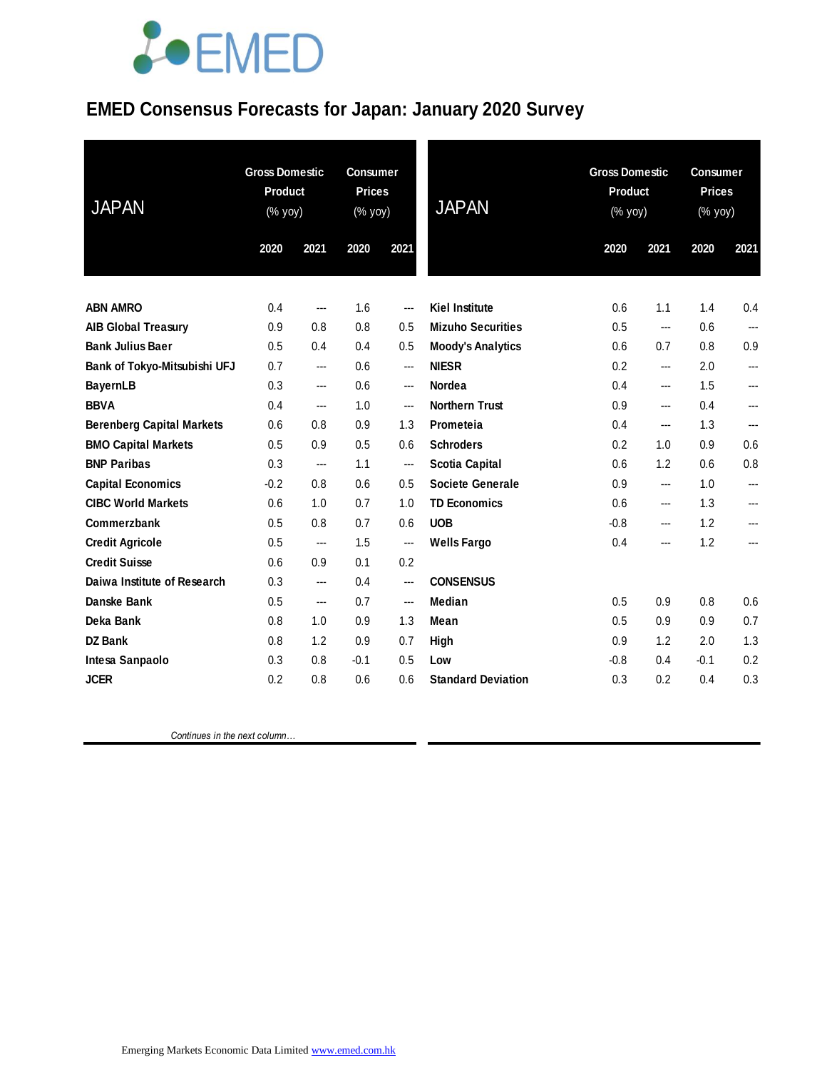# EMED Consensus Forecasts for Japan: January 2020 Survey

| JAPAN | Gross Domestic Product (% yoy) | | Consumer Prices (% yoy) | |
|---|---|---|---|---|
| | 2020 | 2021 | 2020 | 2021 |
| **ABN AMRO** | 0.4 | --- | 1.6 | --- |
| **AIB Global Treasury** | 0.9 | 0.8 | 0.8 | 0.5 |
| **Bank Julius Baer** | 0.5 | 0.4 | 0.4 | 0.5 |
| **Bank of Tokyo-Mitsubishi UFJ** | 0.7 | --- | 0.6 | --- |
| **BayernLB** | 0.3 | --- | 0.6 | --- |
| **BBVA** | 0.4 | --- | 1.0 | --- |
| **Berenberg Capital Markets** | 0.6 | 0.8 | 0.9 | 1.3 |
| **BMO Capital Markets** | 0.5 | 0.9 | 0.5 | 0.6 |
| **BNP Paribas** | 0.3 | --- | 1.1 | --- |
| **Capital Economics** | -0.2 | 0.8 | 0.6 | 0.5 |
| **CIBC World Markets** | 0.6 | 1.0 | 0.7 | 1.0 |
| **Commerzbank** | 0.5 | 0.8 | 0.7 | 0.6 |
| **Credit Agricole** | 0.5 | --- | 1.5 | --- |
| **Credit Suisse** | 0.6 | 0.9 | 0.1 | 0.2 |
| **Daiwa Institute of Research** | 0.3 | --- | 0.4 | --- |
| **Danske Bank** | 0.5 | --- | 0.7 | --- |
| **Deka Bank** | 0.8 | 1.0 | 0.9 | 1.3 |
| **DZ Bank** | 0.8 | 1.2 | 0.9 | 0.7 |
| **Intesa Sanpaolo** | 0.3 | 0.8 | -0.1 | 0.5 |
| **JCER** | 0.2 | 0.8 | 0.6 | 0.6 |
| **Kiel Institute** | 0.6 | 1.1 | 1.4 | 0.4 |
| **Mizuho Securities** | 0.5 | --- | 0.6 | --- |
| **Moody's Analytics** | 0.6 | 0.7 | 0.8 | 0.9 |
| **NIESR** | 0.2 | --- | 2.0 | --- |
| **Nordea** | 0.4 | --- | 1.5 | --- |
| **Northern Trust** | 0.9 | --- | 0.4 | --- |
| **Prometeia** | 0.4 | --- | 1.3 | --- |
| **Schroders** | 0.2 | 1.0 | 0.9 | 0.6 |
| **Scotia Capital** | 0.6 | 1.2 | 0.6 | 0.8 |
| **Societe Generale** | 0.9 | --- | 1.0 | --- |
| **TD Economics** | 0.6 | --- | 1.3 | --- |
| **UOB** | -0.8 | --- | 1.2 | --- |
| **Wells Fargo** | 0.4 | --- | 1.2 | --- |
| **CONSENSUS** | | | | |
| **Median** | 0.5 | 0.9 | 0.8 | 0.6 |
| **Mean** | 0.5 | 0.9 | 0.9 | 0.7 |
| **High** | 0.9 | 1.2 | 2.0 | 1.3 |
| **Low** | -0.8 | 0.4 | -0.1 | 0.2 |
| **Standard Deviation** | 0.3 | 0.2 | 0.4 | 0.3 |

*Continues in the next column…*

Emerging Markets Economic Data Limited www.emed.com.hk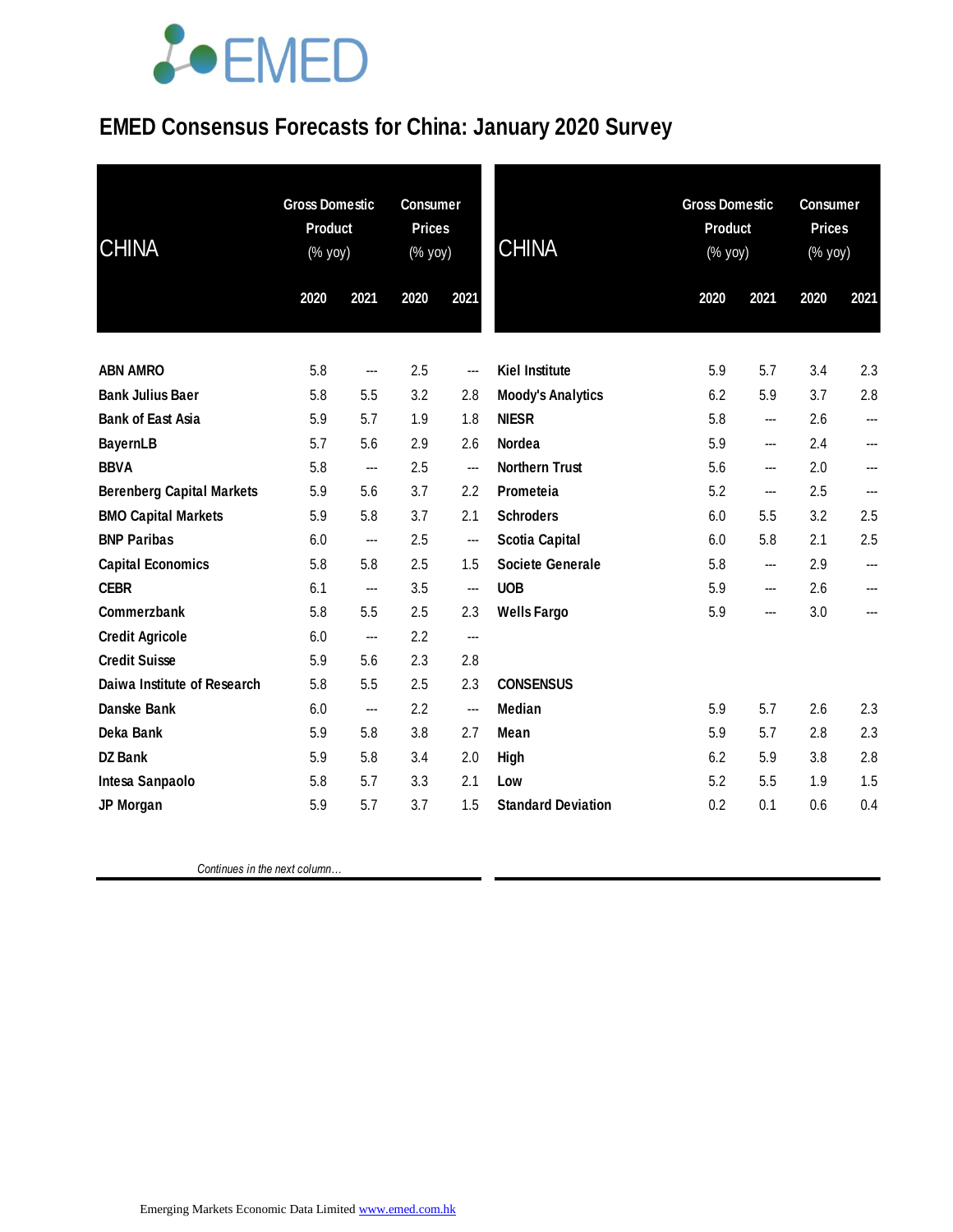# EMED Consensus Forecasts for China: January 2020 Survey

| CHINA | Gross Domestic Product (% yoy) | | Consumer Prices (% yoy) | |
|---|---|---|---|---|
| | 2020 | 2021 | 2020 | 2021 |
| **ABN AMRO** | 5.8 | --- | 2.5 | --- |
| **Bank Julius Baer** | 5.8 | 5.5 | 3.2 | 2.8 |
| **Bank of East Asia** | 5.9 | 5.7 | 1.9 | 1.8 |
| **BayernLB** | 5.7 | 5.6 | 2.9 | 2.6 |
| **BBVA** | 5.8 | --- | 2.5 | --- |
| **Berenberg Capital Markets** | 5.9 | 5.6 | 3.7 | 2.2 |
| **BMO Capital Markets** | 5.9 | 5.8 | 3.7 | 2.1 |
| **BNP Paribas** | 6.0 | --- | 2.5 | --- |
| **Capital Economics** | 5.8 | 5.8 | 2.5 | 1.5 |
| **CEBR** | 6.1 | --- | 3.5 | --- |
| **Commerzbank** | 5.8 | 5.5 | 2.5 | 2.3 |
| **Credit Agricole** | 6.0 | --- | 2.2 | --- |
| **Credit Suisse** | 5.9 | 5.6 | 2.3 | 2.8 |
| **Daiwa Institute of Research** | 5.8 | 5.5 | 2.5 | 2.3 |
| **Danske Bank** | 6.0 | --- | 2.2 | --- |
| **Deka Bank** | 5.9 | 5.8 | 3.8 | 2.7 |
| **DZ Bank** | 5.9 | 5.8 | 3.4 | 2.0 |
| **Intesa Sanpaolo** | 5.8 | 5.7 | 3.3 | 2.1 |
| **JP Morgan** | 5.9 | 5.7 | 3.7 | 1.5 |
| **Kiel Institute** | 5.9 | 5.7 | 3.4 | 2.3 |
| **Moody's Analytics** | 6.2 | 5.9 | 3.7 | 2.8 |
| **NIESR** | 5.8 | --- | 2.6 | --- |
| **Nordea** | 5.9 | --- | 2.4 | --- |
| **Northern Trust** | 5.6 | --- | 2.0 | --- |
| **Prometeia** | 5.2 | --- | 2.5 | --- |
| **Schroders** | 6.0 | 5.5 | 3.2 | 2.5 |
| **Scotia Capital** | 6.0 | 5.8 | 2.1 | 2.5 |
| **Societe Generale** | 5.8 | --- | 2.9 | --- |
| **UOB** | 5.9 | --- | 2.6 | --- |
| **Wells Fargo** | 5.9 | --- | 3.0 | --- |
| **CONSENSUS** | | | | |
| **Median** | 5.9 | 5.7 | 2.6 | 2.3 |
| **Mean** | 5.9 | 5.7 | 2.8 | 2.3 |
| **High** | 6.2 | 5.9 | 3.8 | 2.8 |
| **Low** | 5.2 | 5.5 | 1.9 | 1.5 |
| **Standard Deviation** | 0.2 | 0.1 | 0.6 | 0.4 |

Emerging Markets Economic Data Limited www.emed.com.hk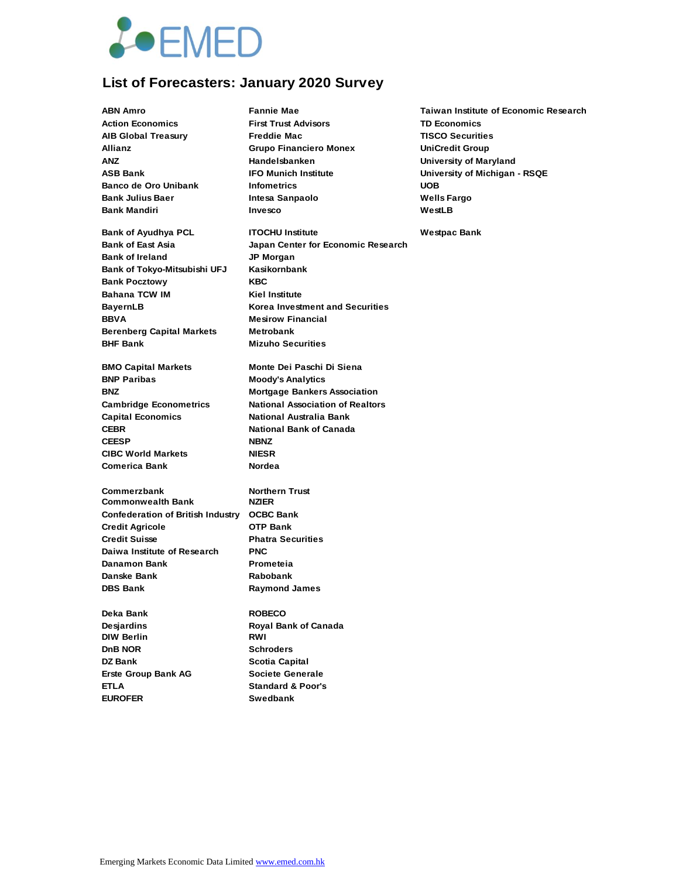# List of Forecasters: January 2020 Survey

ABN Amro
Action Economics
AIB Global Treasury
Allianz
ANZ
ASB Bank
Banco de Oro Unibank
Bank Julius Baer
Bank Mandiri

Bank of Ayudhya PCL
Bank of East Asia
Bank of Ireland
Bank of Tokyo-Mitsubishi UFJ
Bank Pocztowy
Bahana TCW IM
BayernLB
BBVA
Berenberg Capital Markets
BHF Bank

BMO Capital Markets
BNP Paribas
BNZ
Cambridge Econometrics
Capital Economics
CEBR
CEESP
CIBC World Markets
Comerica Bank

Commerzbank
Commonwealth Bank
Confederation of British Industry
Credit Agricole
Credit Suisse
Daiwa Institute of Research
Danamon Bank
Danske Bank
DBS Bank

Deka Bank
Desjardins
DIW Berlin
DnB NOR
DZ Bank
Erste Group Bank AG
ETLA
EUROFER

Fannie Mae
First Trust Advisors
Freddie Mac
Grupo Financiero Monex
Handelsbanken
IFO Munich Institute
Infometrics
Intesa Sanpaolo
Invesco

ITOCHU Institute
Japan Center for Economic Research
JP Morgan
Kasikornbank
KBC
Kiel Institute
Korea Investment and Securities
Mesirow Financial
Metrobank
Mizuho Securities

Monte Dei Paschi Di Siena
Moody's Analytics
Mortgage Bankers Association
National Association of Realtors
National Australia Bank
National Bank of Canada
NBNZ
NIESR
Nordea

Northern Trust
NZIER
OCBC Bank
OTP Bank
Phatra Securities
PNC
Prometeia
Rabobank
Raymond James

ROBECO
Royal Bank of Canada
RWI
Schroders
Scotia Capital
Societe Generale
Standard & Poor's
Swedbank

Taiwan Institute of Economic Research
TD Economics
TISCO Securities
UniCredit Group
University of Maryland
University of Michigan - RSQE
UOB
Wells Fargo
WestLB

Westpac Bank

Emerging Markets Economic Data Limited www.emed.com.hk